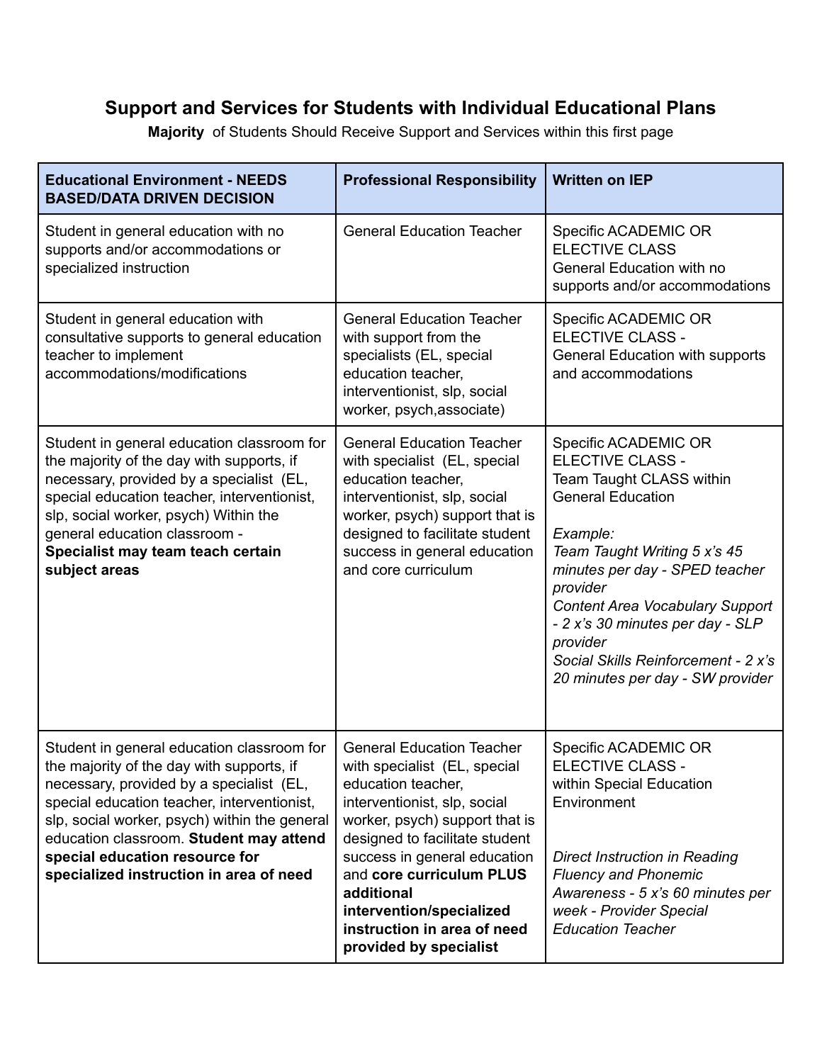# Support and Services for Students with Individual Educational Plans

**Majority** of Students Should Receive Support and Services within this first page

| Educational Environment - NEEDS BASED/DATA DRIVEN DECISION | Professional Responsibility | Written on IEP |
|---|---|---|
| Student in general education with no supports and/or accommodations or specialized instruction | General Education Teacher | Specific ACADEMIC OR ELECTIVE CLASS<br>General Education with no supports and/or accommodations |
| Student in general education with consultative supports to general education teacher to implement accommodations/modifications | General Education Teacher with support from the specialists (EL, special education teacher, interventionist, slp, social worker, psych,associate) | Specific ACADEMIC OR ELECTIVE CLASS -<br>General Education with supports and accommodations |
| Student in general education classroom for the majority of the day with supports, if necessary, provided by a specialist (EL, special education teacher, interventionist, slp, social worker, psych) Within the general education classroom - **Specialist may team teach certain subject areas** | General Education Teacher with specialist (EL, special education teacher, interventionist, slp, social worker, psych) support that is designed to facilitate student success in general education and core curriculum | Specific ACADEMIC OR ELECTIVE CLASS -<br>Team Taught CLASS within General Education<br><br>*Example:*<br>*Team Taught Writing 5 x's 45 minutes per day - SPED teacher provider*<br>*Content Area Vocabulary Support - 2 x's 30 minutes per day - SLP provider*<br>*Social Skills Reinforcement - 2 x's 20 minutes per day - SW provider* |
| Student in general education classroom for the majority of the day with supports, if necessary, provided by a specialist (EL, special education teacher, interventionist, slp, social worker, psych) within the general education classroom. **Student may attend special education resource for specialized instruction in area of need** | General Education Teacher with specialist (EL, special education teacher, interventionist, slp, social worker, psych) support that is designed to facilitate student success in general education and **core curriculum PLUS additional intervention/specialized instruction in area of need provided by specialist** | Specific ACADEMIC OR ELECTIVE CLASS -<br>within Special Education Environment<br><br>*Direct Instruction in Reading Fluency and Phonemic Awareness - 5 x's 60 minutes per week - Provider Special Education Teacher* |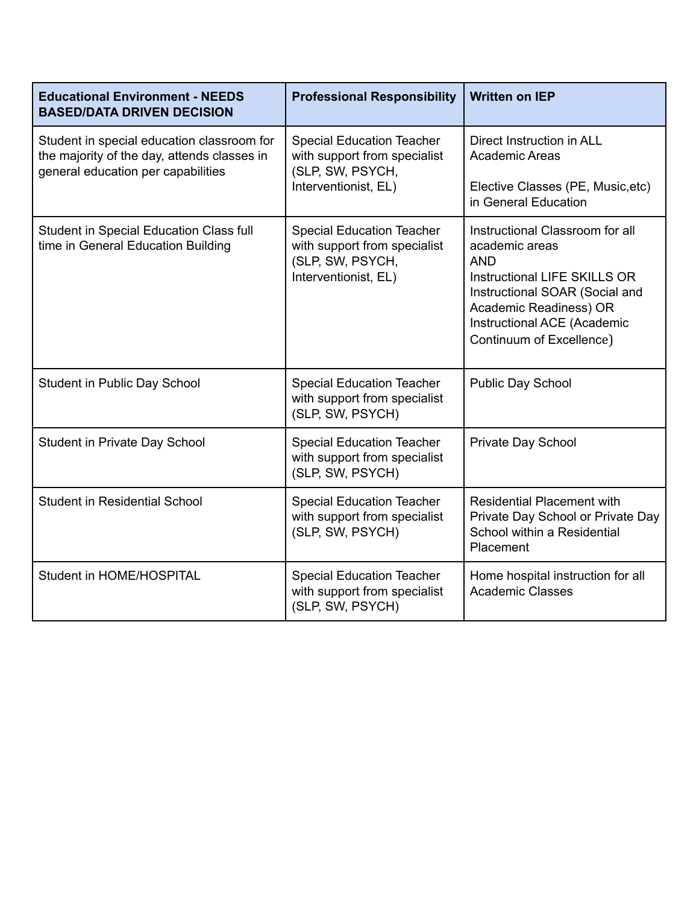| Educational Environment - NEEDS BASED/DATA DRIVEN DECISION | Professional Responsibility | Written on IEP |
|---|---|---|
| Student in special education classroom for the majority of the day, attends classes in general education per capabilities | Special Education Teacher with support from specialist (SLP, SW, PSYCH, Interventionist, EL) | Direct Instruction in ALL Academic Areas<br><br>Elective Classes (PE, Music,etc) in General Education |
| Student in Special Education Class full time in General Education Building | Special Education Teacher with support from specialist (SLP, SW, PSYCH, Interventionist, EL) | Instructional Classroom for all academic areas<br>AND<br>Instructional LIFE SKILLS OR Instructional SOAR (Social and Academic Readiness) OR Instructional ACE (Academic Continuum of Excellence) |
| Student in Public Day School | Special Education Teacher with support from specialist (SLP, SW, PSYCH) | Public Day School |
| Student in Private Day School | Special Education Teacher with support from specialist (SLP, SW, PSYCH) | Private Day School |
| Student in Residential School | Special Education Teacher with support from specialist (SLP, SW, PSYCH) | Residential Placement with Private Day School or Private Day School within a Residential Placement |
| Student in HOME/HOSPITAL | Special Education Teacher with support from specialist (SLP, SW, PSYCH) | Home hospital instruction for all Academic Classes |